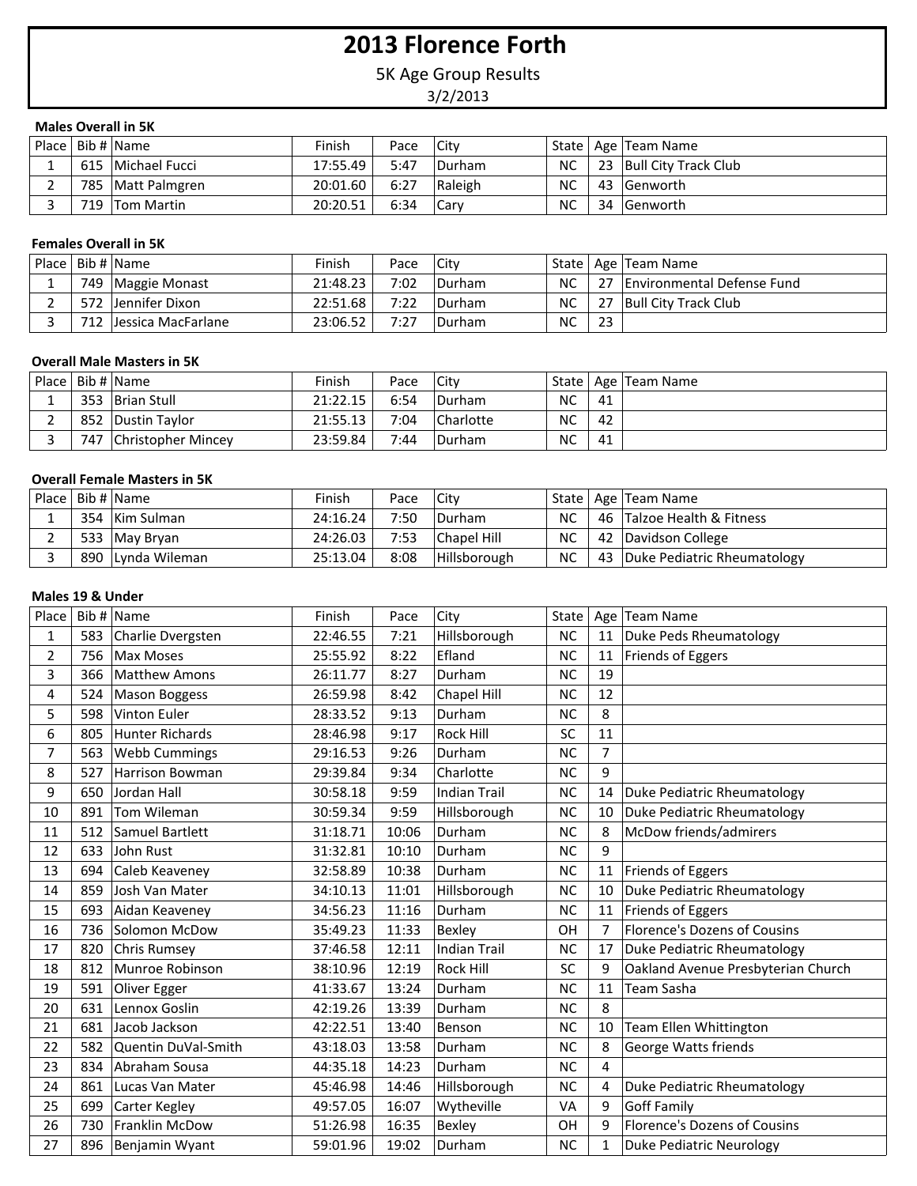# 2013 Florence Forth

5K Age Group Results

3/2/2013

### Males Overall in 5K

| Place | Bib # | Name | Finish | Pace | City | State | Age | Team Name |
|---|---|---|---|---|---|---|---|---|
| 1 | 615 | Michael Fucci | 17:55.49 | 5:47 | Durham | NC | 23 | Bull City Track Club |
| 2 | 785 | Matt Palmgren | 20:01.60 | 6:27 | Raleigh | NC | 43 | Genworth |
| 3 | 719 | Tom Martin | 20:20.51 | 6:34 | Cary | NC | 34 | Genworth |

### Females Overall in 5K

| Place | Bib # | Name | Finish | Pace | City | State | Age | Team Name |
|---|---|---|---|---|---|---|---|---|
| 1 | 749 | Maggie Monast | 21:48.23 | 7:02 | Durham | NC | 27 | Environmental Defense Fund |
| 2 | 572 | Jennifer Dixon | 22:51.68 | 7:22 | Durham | NC | 27 | Bull City Track Club |
| 3 | 712 | Jessica MacFarlane | 23:06.52 | 7:27 | Durham | NC | 23 | |

### Overall Male Masters in 5K

| Place | Bib # | Name | Finish | Pace | City | State | Age | Team Name |
|---|---|---|---|---|---|---|---|---|
| 1 | 353 | Brian Stull | 21:22.15 | 6:54 | Durham | NC | 41 | |
| 2 | 852 | Dustin Taylor | 21:55.13 | 7:04 | Charlotte | NC | 42 | |
| 3 | 747 | Christopher Mincey | 23:59.84 | 7:44 | Durham | NC | 41 | |

### Overall Female Masters in 5K

| Place | Bib # | Name | Finish | Pace | City | State | Age | Team Name |
|---|---|---|---|---|---|---|---|---|
| 1 | 354 | Kim Sulman | 24:16.24 | 7:50 | Durham | NC | 46 | Talzoe Health & Fitness |
| 2 | 533 | May Bryan | 24:26.03 | 7:53 | Chapel Hill | NC | 42 | Davidson College |
| 3 | 890 | Lynda Wileman | 25:13.04 | 8:08 | Hillsborough | NC | 43 | Duke Pediatric Rheumatology |

### Males 19 & Under

| Place | Bib # | Name | Finish | Pace | City | State | Age | Team Name |
|---|---|---|---|---|---|---|---|---|
| 1 | 583 | Charlie Dvergsten | 22:46.55 | 7:21 | Hillsborough | NC | 11 | Duke Peds Rheumatology |
| 2 | 756 | Max Moses | 25:55.92 | 8:22 | Efland | NC | 11 | Friends of Eggers |
| 3 | 366 | Matthew Amons | 26:11.77 | 8:27 | Durham | NC | 19 | |
| 4 | 524 | Mason Boggess | 26:59.98 | 8:42 | Chapel Hill | NC | 12 | |
| 5 | 598 | Vinton Euler | 28:33.52 | 9:13 | Durham | NC | 8 | |
| 6 | 805 | Hunter Richards | 28:46.98 | 9:17 | Rock Hill | SC | 11 | |
| 7 | 563 | Webb Cummings | 29:16.53 | 9:26 | Durham | NC | 7 | |
| 8 | 527 | Harrison Bowman | 29:39.84 | 9:34 | Charlotte | NC | 9 | |
| 9 | 650 | Jordan Hall | 30:58.18 | 9:59 | Indian Trail | NC | 14 | Duke Pediatric Rheumatology |
| 10 | 891 | Tom Wileman | 30:59.34 | 9:59 | Hillsborough | NC | 10 | Duke Pediatric Rheumatology |
| 11 | 512 | Samuel Bartlett | 31:18.71 | 10:06 | Durham | NC | 8 | McDow friends/admirers |
| 12 | 633 | John Rust | 31:32.81 | 10:10 | Durham | NC | 9 | |
| 13 | 694 | Caleb Keaveney | 32:58.89 | 10:38 | Durham | NC | 11 | Friends of Eggers |
| 14 | 859 | Josh Van Mater | 34:10.13 | 11:01 | Hillsborough | NC | 10 | Duke Pediatric Rheumatology |
| 15 | 693 | Aidan Keaveney | 34:56.23 | 11:16 | Durham | NC | 11 | Friends of Eggers |
| 16 | 736 | Solomon McDow | 35:49.23 | 11:33 | Bexley | OH | 7 | Florence's Dozens of Cousins |
| 17 | 820 | Chris Rumsey | 37:46.58 | 12:11 | Indian Trail | NC | 17 | Duke Pediatric Rheumatology |
| 18 | 812 | Munroe Robinson | 38:10.96 | 12:19 | Rock Hill | SC | 9 | Oakland Avenue Presbyterian Church |
| 19 | 591 | Oliver Egger | 41:33.67 | 13:24 | Durham | NC | 11 | Team Sasha |
| 20 | 631 | Lennox Goslin | 42:19.26 | 13:39 | Durham | NC | 8 | |
| 21 | 681 | Jacob Jackson | 42:22.51 | 13:40 | Benson | NC | 10 | Team Ellen Whittington |
| 22 | 582 | Quentin DuVal-Smith | 43:18.03 | 13:58 | Durham | NC | 8 | George Watts friends |
| 23 | 834 | Abraham Sousa | 44:35.18 | 14:23 | Durham | NC | 4 | |
| 24 | 861 | Lucas Van Mater | 45:46.98 | 14:46 | Hillsborough | NC | 4 | Duke Pediatric Rheumatology |
| 25 | 699 | Carter Kegley | 49:57.05 | 16:07 | Wytheville | VA | 9 | Goff Family |
| 26 | 730 | Franklin McDow | 51:26.98 | 16:35 | Bexley | OH | 9 | Florence's Dozens of Cousins |
| 27 | 896 | Benjamin Wyant | 59:01.96 | 19:02 | Durham | NC | 1 | Duke Pediatric Neurology |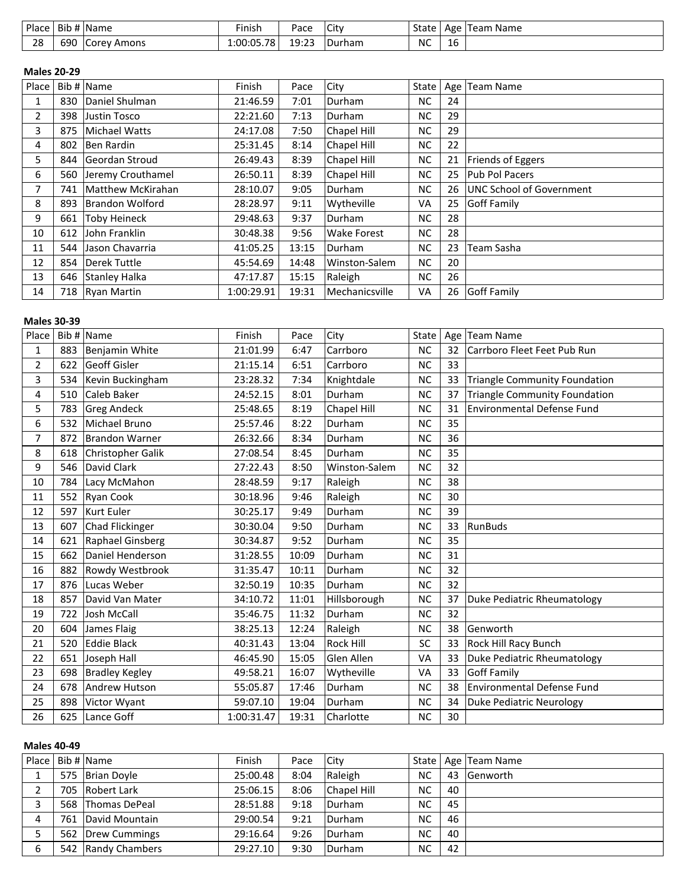| Place | Bib # | Name | Finish | Pace | City | State | Age | Team Name |
|---|---|---|---|---|---|---|---|---|
| 28 | 690 | Corey Amons | 1:00:05.78 | 19:23 | Durham | NC | 16 | |

**Males 20-29**

| Place | Bib # | Name | Finish | Pace | City | State | Age | Team Name |
|---|---|---|---|---|---|---|---|---|
| 1 | 830 | Daniel Shulman | 21:46.59 | 7:01 | Durham | NC | 24 | |
| 2 | 398 | Justin Tosco | 22:21.60 | 7:13 | Durham | NC | 29 | |
| 3 | 875 | Michael Watts | 24:17.08 | 7:50 | Chapel Hill | NC | 29 | |
| 4 | 802 | Ben Rardin | 25:31.45 | 8:14 | Chapel Hill | NC | 22 | |
| 5 | 844 | Geordan Stroud | 26:49.43 | 8:39 | Chapel Hill | NC | 21 | Friends of Eggers |
| 6 | 560 | Jeremy Crouthamel | 26:50.11 | 8:39 | Chapel Hill | NC | 25 | Pub Pol Pacers |
| 7 | 741 | Matthew McKirahan | 28:10.07 | 9:05 | Durham | NC | 26 | UNC School of Government |
| 8 | 893 | Brandon Wolford | 28:28.97 | 9:11 | Wytheville | VA | 25 | Goff Family |
| 9 | 661 | Toby Heineck | 29:48.63 | 9:37 | Durham | NC | 28 | |
| 10 | 612 | John Franklin | 30:48.38 | 9:56 | Wake Forest | NC | 28 | |
| 11 | 544 | Jason Chavarria | 41:05.25 | 13:15 | Durham | NC | 23 | Team Sasha |
| 12 | 854 | Derek Tuttle | 45:54.69 | 14:48 | Winston-Salem | NC | 20 | |
| 13 | 646 | Stanley Halka | 47:17.87 | 15:15 | Raleigh | NC | 26 | |
| 14 | 718 | Ryan Martin | 1:00:29.91 | 19:31 | Mechanicsville | VA | 26 | Goff Family |

**Males 30-39**

| Place | Bib # | Name | Finish | Pace | City | State | Age | Team Name |
|---|---|---|---|---|---|---|---|---|
| 1 | 883 | Benjamin White | 21:01.99 | 6:47 | Carrboro | NC | 32 | Carrboro Fleet Feet Pub Run |
| 2 | 622 | Geoff Gisler | 21:15.14 | 6:51 | Carrboro | NC | 33 | |
| 3 | 534 | Kevin Buckingham | 23:28.32 | 7:34 | Knightdale | NC | 33 | Triangle Community Foundation |
| 4 | 510 | Caleb Baker | 24:52.15 | 8:01 | Durham | NC | 37 | Triangle Community Foundation |
| 5 | 783 | Greg Andeck | 25:48.65 | 8:19 | Chapel Hill | NC | 31 | Environmental Defense Fund |
| 6 | 532 | Michael Bruno | 25:57.46 | 8:22 | Durham | NC | 35 | |
| 7 | 872 | Brandon Warner | 26:32.66 | 8:34 | Durham | NC | 36 | |
| 8 | 618 | Christopher Galik | 27:08.54 | 8:45 | Durham | NC | 35 | |
| 9 | 546 | David Clark | 27:22.43 | 8:50 | Winston-Salem | NC | 32 | |
| 10 | 784 | Lacy McMahon | 28:48.59 | 9:17 | Raleigh | NC | 38 | |
| 11 | 552 | Ryan Cook | 30:18.96 | 9:46 | Raleigh | NC | 30 | |
| 12 | 597 | Kurt Euler | 30:25.17 | 9:49 | Durham | NC | 39 | |
| 13 | 607 | Chad Flickinger | 30:30.04 | 9:50 | Durham | NC | 33 | RunBuds |
| 14 | 621 | Raphael Ginsberg | 30:34.87 | 9:52 | Durham | NC | 35 | |
| 15 | 662 | Daniel Henderson | 31:28.55 | 10:09 | Durham | NC | 31 | |
| 16 | 882 | Rowdy Westbrook | 31:35.47 | 10:11 | Durham | NC | 32 | |
| 17 | 876 | Lucas Weber | 32:50.19 | 10:35 | Durham | NC | 32 | |
| 18 | 857 | David Van Mater | 34:10.72 | 11:01 | Hillsborough | NC | 37 | Duke Pediatric Rheumatology |
| 19 | 722 | Josh McCall | 35:46.75 | 11:32 | Durham | NC | 32 | |
| 20 | 604 | James Flaig | 38:25.13 | 12:24 | Raleigh | NC | 38 | Genworth |
| 21 | 520 | Eddie Black | 40:31.43 | 13:04 | Rock Hill | SC | 33 | Rock Hill Racy Bunch |
| 22 | 651 | Joseph Hall | 46:45.90 | 15:05 | Glen Allen | VA | 33 | Duke Pediatric Rheumatology |
| 23 | 698 | Bradley Kegley | 49:58.21 | 16:07 | Wytheville | VA | 33 | Goff Family |
| 24 | 678 | Andrew Hutson | 55:05.87 | 17:46 | Durham | NC | 38 | Environmental Defense Fund |
| 25 | 898 | Victor Wyant | 59:07.10 | 19:04 | Durham | NC | 34 | Duke Pediatric Neurology |
| 26 | 625 | Lance Goff | 1:00:31.47 | 19:31 | Charlotte | NC | 30 | |

**Males 40-49**

| Place | Bib # | Name | Finish | Pace | City | State | Age | Team Name |
|---|---|---|---|---|---|---|---|---|
| 1 | 575 | Brian Doyle | 25:00.48 | 8:04 | Raleigh | NC | 43 | Genworth |
| 2 | 705 | Robert Lark | 25:06.15 | 8:06 | Chapel Hill | NC | 40 | |
| 3 | 568 | Thomas DePeal | 28:51.88 | 9:18 | Durham | NC | 45 | |
| 4 | 761 | David Mountain | 29:00.54 | 9:21 | Durham | NC | 46 | |
| 5 | 562 | Drew Cummings | 29:16.64 | 9:26 | Durham | NC | 40 | |
| 6 | 542 | Randy Chambers | 29:27.10 | 9:30 | Durham | NC | 42 | |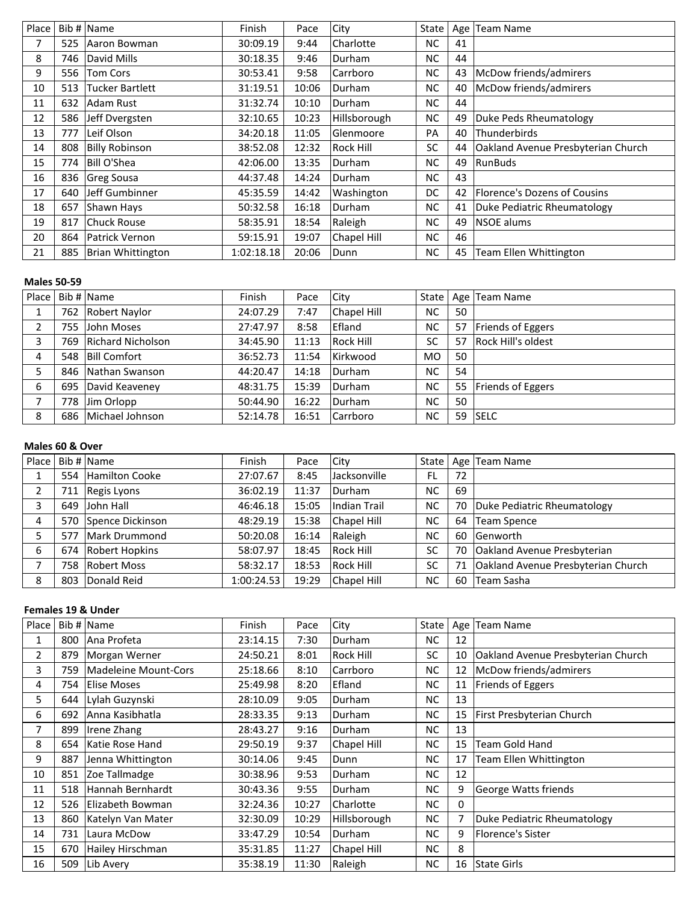| Place | Bib # | Name | Finish | Pace | City | State | Age | Team Name |
|---|---|---|---|---|---|---|---|---|
| 7 | 525 | Aaron Bowman | 30:09.19 | 9:44 | Charlotte | NC | 41 | |
| 8 | 746 | David Mills | 30:18.35 | 9:46 | Durham | NC | 44 | |
| 9 | 556 | Tom Cors | 30:53.41 | 9:58 | Carrboro | NC | 43 | McDow friends/admirers |
| 10 | 513 | Tucker Bartlett | 31:19.51 | 10:06 | Durham | NC | 40 | McDow friends/admirers |
| 11 | 632 | Adam Rust | 31:32.74 | 10:10 | Durham | NC | 44 | |
| 12 | 586 | Jeff Dvergsten | 32:10.65 | 10:23 | Hillsborough | NC | 49 | Duke Peds Rheumatology |
| 13 | 777 | Leif Olson | 34:20.18 | 11:05 | Glenmoore | PA | 40 | Thunderbirds |
| 14 | 808 | Billy Robinson | 38:52.08 | 12:32 | Rock Hill | SC | 44 | Oakland Avenue Presbyterian Church |
| 15 | 774 | Bill O'Shea | 42:06.00 | 13:35 | Durham | NC | 49 | RunBuds |
| 16 | 836 | Greg Sousa | 44:37.48 | 14:24 | Durham | NC | 43 | |
| 17 | 640 | Jeff Gumbinner | 45:35.59 | 14:42 | Washington | DC | 42 | Florence's Dozens of Cousins |
| 18 | 657 | Shawn Hays | 50:32.58 | 16:18 | Durham | NC | 41 | Duke Pediatric Rheumatology |
| 19 | 817 | Chuck Rouse | 58:35.91 | 18:54 | Raleigh | NC | 49 | NSOE alums |
| 20 | 864 | Patrick Vernon | 59:15.91 | 19:07 | Chapel Hill | NC | 46 | |
| 21 | 885 | Brian Whittington | 1:02:18.18 | 20:06 | Dunn | NC | 45 | Team Ellen Whittington |

**Males 50-59**

| Place | Bib # | Name | Finish | Pace | City | State | Age | Team Name |
|---|---|---|---|---|---|---|---|---|
| 1 | 762 | Robert Naylor | 24:07.29 | 7:47 | Chapel Hill | NC | 50 | |
| 2 | 755 | John Moses | 27:47.97 | 8:58 | Efland | NC | 57 | Friends of Eggers |
| 3 | 769 | Richard Nicholson | 34:45.90 | 11:13 | Rock Hill | SC | 57 | Rock Hill's oldest |
| 4 | 548 | Bill Comfort | 36:52.73 | 11:54 | Kirkwood | MO | 50 | |
| 5 | 846 | Nathan Swanson | 44:20.47 | 14:18 | Durham | NC | 54 | |
| 6 | 695 | David Keaveney | 48:31.75 | 15:39 | Durham | NC | 55 | Friends of Eggers |
| 7 | 778 | Jim Orlopp | 50:44.90 | 16:22 | Durham | NC | 50 | |
| 8 | 686 | Michael Johnson | 52:14.78 | 16:51 | Carrboro | NC | 59 | SELC |

**Males 60 & Over**

| Place | Bib # | Name | Finish | Pace | City | State | Age | Team Name |
|---|---|---|---|---|---|---|---|---|
| 1 | 554 | Hamilton Cooke | 27:07.67 | 8:45 | Jacksonville | FL | 72 | |
| 2 | 711 | Regis Lyons | 36:02.19 | 11:37 | Durham | NC | 69 | |
| 3 | 649 | John Hall | 46:46.18 | 15:05 | Indian Trail | NC | 70 | Duke Pediatric Rheumatology |
| 4 | 570 | Spence Dickinson | 48:29.19 | 15:38 | Chapel Hill | NC | 64 | Team Spence |
| 5 | 577 | Mark Drummond | 50:20.08 | 16:14 | Raleigh | NC | 60 | Genworth |
| 6 | 674 | Robert Hopkins | 58:07.97 | 18:45 | Rock Hill | SC | 70 | Oakland Avenue Presbyterian |
| 7 | 758 | Robert Moss | 58:32.17 | 18:53 | Rock Hill | SC | 71 | Oakland Avenue Presbyterian Church |
| 8 | 803 | Donald Reid | 1:00:24.53 | 19:29 | Chapel Hill | NC | 60 | Team Sasha |

**Females 19 & Under**

| Place | Bib # | Name | Finish | Pace | City | State | Age | Team Name |
|---|---|---|---|---|---|---|---|---|
| 1 | 800 | Ana Profeta | 23:14.15 | 7:30 | Durham | NC | 12 | |
| 2 | 879 | Morgan Werner | 24:50.21 | 8:01 | Rock Hill | SC | 10 | Oakland Avenue Presbyterian Church |
| 3 | 759 | Madeleine Mount-Cors | 25:18.66 | 8:10 | Carrboro | NC | 12 | McDow friends/admirers |
| 4 | 754 | Elise Moses | 25:49.98 | 8:20 | Efland | NC | 11 | Friends of Eggers |
| 5 | 644 | Lylah Guzynski | 28:10.09 | 9:05 | Durham | NC | 13 | |
| 6 | 692 | Anna Kasibhatla | 28:33.35 | 9:13 | Durham | NC | 15 | First Presbyterian Church |
| 7 | 899 | Irene Zhang | 28:43.27 | 9:16 | Durham | NC | 13 | |
| 8 | 654 | Katie Rose Hand | 29:50.19 | 9:37 | Chapel Hill | NC | 15 | Team Gold Hand |
| 9 | 887 | Jenna Whittington | 30:14.06 | 9:45 | Dunn | NC | 17 | Team Ellen Whittington |
| 10 | 851 | Zoe Tallmadge | 30:38.96 | 9:53 | Durham | NC | 12 | |
| 11 | 518 | Hannah Bernhardt | 30:43.36 | 9:55 | Durham | NC | 9 | George Watts friends |
| 12 | 526 | Elizabeth Bowman | 32:24.36 | 10:27 | Charlotte | NC | 0 | |
| 13 | 860 | Katelyn Van Mater | 32:30.09 | 10:29 | Hillsborough | NC | 7 | Duke Pediatric Rheumatology |
| 14 | 731 | Laura McDow | 33:47.29 | 10:54 | Durham | NC | 9 | Florence's Sister |
| 15 | 670 | Hailey Hirschman | 35:31.85 | 11:27 | Chapel Hill | NC | 8 | |
| 16 | 509 | Lib Avery | 35:38.19 | 11:30 | Raleigh | NC | 16 | State Girls |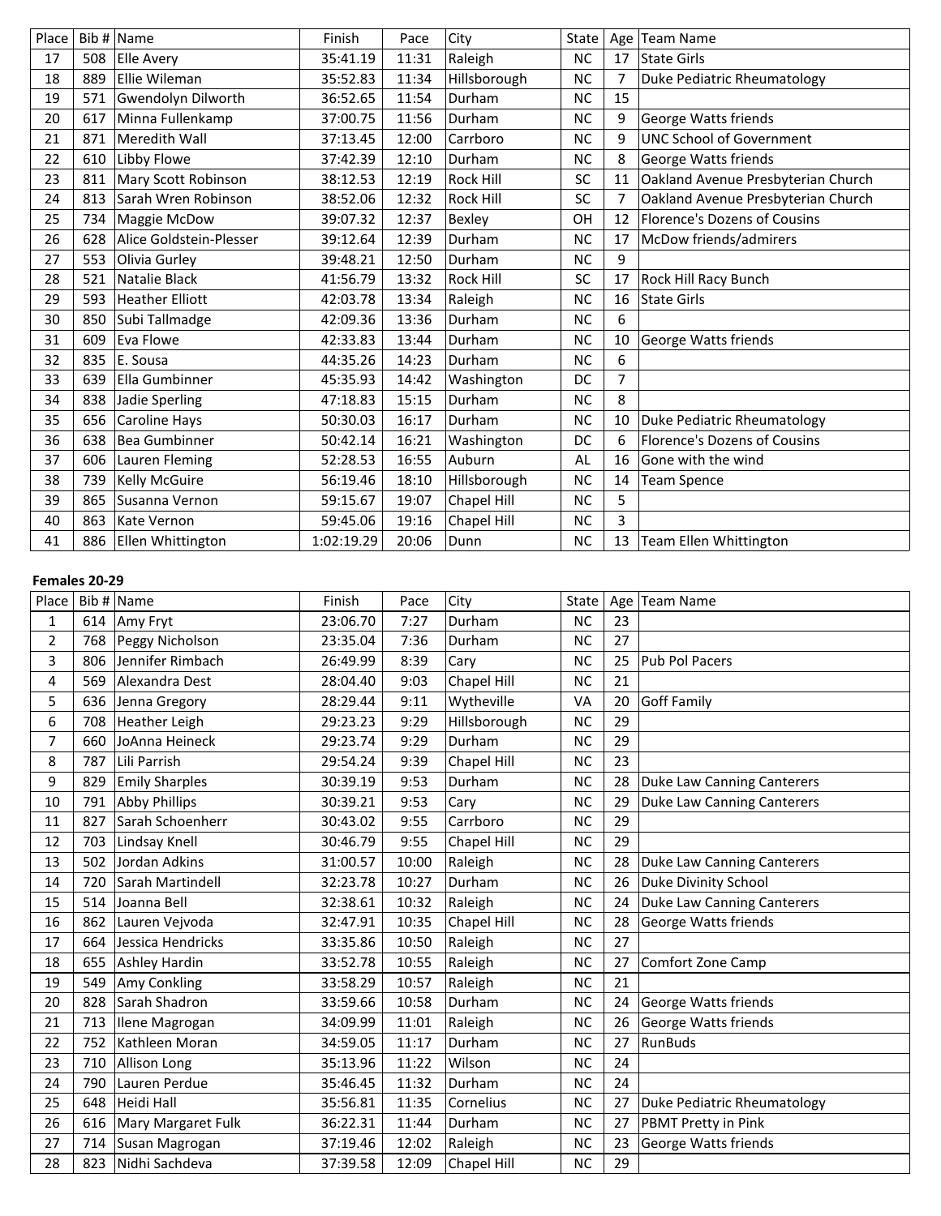| Place | Bib # | Name | Finish | Pace | City | State | Age | Team Name |
|---|---|---|---|---|---|---|---|---|
| 17 | 508 | Elle Avery | 35:41.19 | 11:31 | Raleigh | NC | 17 | State Girls |
| 18 | 889 | Ellie Wileman | 35:52.83 | 11:34 | Hillsborough | NC | 7 | Duke Pediatric Rheumatology |
| 19 | 571 | Gwendolyn Dilworth | 36:52.65 | 11:54 | Durham | NC | 15 | |
| 20 | 617 | Minna Fullenkamp | 37:00.75 | 11:56 | Durham | NC | 9 | George Watts friends |
| 21 | 871 | Meredith Wall | 37:13.45 | 12:00 | Carrboro | NC | 9 | UNC School of Government |
| 22 | 610 | Libby Flowe | 37:42.39 | 12:10 | Durham | NC | 8 | George Watts friends |
| 23 | 811 | Mary Scott Robinson | 38:12.53 | 12:19 | Rock Hill | SC | 11 | Oakland Avenue Presbyterian Church |
| 24 | 813 | Sarah Wren Robinson | 38:52.06 | 12:32 | Rock Hill | SC | 7 | Oakland Avenue Presbyterian Church |
| 25 | 734 | Maggie McDow | 39:07.32 | 12:37 | Bexley | OH | 12 | Florence's Dozens of Cousins |
| 26 | 628 | Alice Goldstein-Plesser | 39:12.64 | 12:39 | Durham | NC | 17 | McDow friends/admirers |
| 27 | 553 | Olivia Gurley | 39:48.21 | 12:50 | Durham | NC | 9 | |
| 28 | 521 | Natalie Black | 41:56.79 | 13:32 | Rock Hill | SC | 17 | Rock Hill Racy Bunch |
| 29 | 593 | Heather Elliott | 42:03.78 | 13:34 | Raleigh | NC | 16 | State Girls |
| 30 | 850 | Subi Tallmadge | 42:09.36 | 13:36 | Durham | NC | 6 | |
| 31 | 609 | Eva Flowe | 42:33.83 | 13:44 | Durham | NC | 10 | George Watts friends |
| 32 | 835 | E. Sousa | 44:35.26 | 14:23 | Durham | NC | 6 | |
| 33 | 639 | Ella Gumbinner | 45:35.93 | 14:42 | Washington | DC | 7 | |
| 34 | 838 | Jadie Sperling | 47:18.83 | 15:15 | Durham | NC | 8 | |
| 35 | 656 | Caroline Hays | 50:30.03 | 16:17 | Durham | NC | 10 | Duke Pediatric Rheumatology |
| 36 | 638 | Bea Gumbinner | 50:42.14 | 16:21 | Washington | DC | 6 | Florence's Dozens of Cousins |
| 37 | 606 | Lauren Fleming | 52:28.53 | 16:55 | Auburn | AL | 16 | Gone with the wind |
| 38 | 739 | Kelly McGuire | 56:19.46 | 18:10 | Hillsborough | NC | 14 | Team Spence |
| 39 | 865 | Susanna Vernon | 59:15.67 | 19:07 | Chapel Hill | NC | 5 | |
| 40 | 863 | Kate Vernon | 59:45.06 | 19:16 | Chapel Hill | NC | 3 | |
| 41 | 886 | Ellen Whittington | 1:02:19.29 | 20:06 | Dunn | NC | 13 | Team Ellen Whittington |

**Females 20-29**

| Place | Bib # | Name | Finish | Pace | City | State | Age | Team Name |
|---|---|---|---|---|---|---|---|---|
| 1 | 614 | Amy Fryt | 23:06.70 | 7:27 | Durham | NC | 23 | |
| 2 | 768 | Peggy Nicholson | 23:35.04 | 7:36 | Durham | NC | 27 | |
| 3 | 806 | Jennifer Rimbach | 26:49.99 | 8:39 | Cary | NC | 25 | Pub Pol Pacers |
| 4 | 569 | Alexandra Dest | 28:04.40 | 9:03 | Chapel Hill | NC | 21 | |
| 5 | 636 | Jenna Gregory | 28:29.44 | 9:11 | Wytheville | VA | 20 | Goff Family |
| 6 | 708 | Heather Leigh | 29:23.23 | 9:29 | Hillsborough | NC | 29 | |
| 7 | 660 | JoAnna Heineck | 29:23.74 | 9:29 | Durham | NC | 29 | |
| 8 | 787 | Lili Parrish | 29:54.24 | 9:39 | Chapel Hill | NC | 23 | |
| 9 | 829 | Emily Sharples | 30:39.19 | 9:53 | Durham | NC | 28 | Duke Law Canning Canterers |
| 10 | 791 | Abby Phillips | 30:39.21 | 9:53 | Cary | NC | 29 | Duke Law Canning Canterers |
| 11 | 827 | Sarah Schoenherr | 30:43.02 | 9:55 | Carrboro | NC | 29 | |
| 12 | 703 | Lindsay Knell | 30:46.79 | 9:55 | Chapel Hill | NC | 29 | |
| 13 | 502 | Jordan Adkins | 31:00.57 | 10:00 | Raleigh | NC | 28 | Duke Law Canning Canterers |
| 14 | 720 | Sarah Martindell | 32:23.78 | 10:27 | Durham | NC | 26 | Duke Divinity School |
| 15 | 514 | Joanna Bell | 32:38.61 | 10:32 | Raleigh | NC | 24 | Duke Law Canning Canterers |
| 16 | 862 | Lauren Vejvoda | 32:47.91 | 10:35 | Chapel Hill | NC | 28 | George Watts friends |
| 17 | 664 | Jessica Hendricks | 33:35.86 | 10:50 | Raleigh | NC | 27 | |
| 18 | 655 | Ashley Hardin | 33:52.78 | 10:55 | Raleigh | NC | 27 | Comfort Zone Camp |
| 19 | 549 | Amy Conkling | 33:58.29 | 10:57 | Raleigh | NC | 21 | |
| 20 | 828 | Sarah Shadron | 33:59.66 | 10:58 | Durham | NC | 24 | George Watts friends |
| 21 | 713 | Ilene Magrogan | 34:09.99 | 11:01 | Raleigh | NC | 26 | George Watts friends |
| 22 | 752 | Kathleen Moran | 34:59.05 | 11:17 | Durham | NC | 27 | RunBuds |
| 23 | 710 | Allison Long | 35:13.96 | 11:22 | Wilson | NC | 24 | |
| 24 | 790 | Lauren Perdue | 35:46.45 | 11:32 | Durham | NC | 24 | |
| 25 | 648 | Heidi Hall | 35:56.81 | 11:35 | Cornelius | NC | 27 | Duke Pediatric Rheumatology |
| 26 | 616 | Mary Margaret Fulk | 36:22.31 | 11:44 | Durham | NC | 27 | PBMT Pretty in Pink |
| 27 | 714 | Susan Magrogan | 37:19.46 | 12:02 | Raleigh | NC | 23 | George Watts friends |
| 28 | 823 | Nidhi Sachdeva | 37:39.58 | 12:09 | Chapel Hill | NC | 29 | |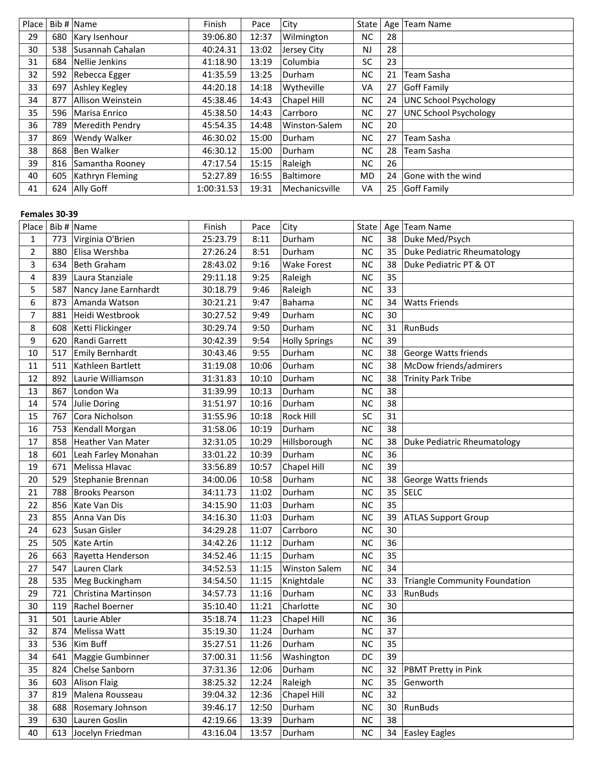| Place | Bib # | Name | Finish | Pace | City | State | Age | Team Name |
|---|---|---|---|---|---|---|---|---|
| 29 | 680 | Kary Isenhour | 39:06.80 | 12:37 | Wilmington | NC | 28 | |
| 30 | 538 | Susannah Cahalan | 40:24.31 | 13:02 | Jersey City | NJ | 28 | |
| 31 | 684 | Nellie Jenkins | 41:18.90 | 13:19 | Columbia | SC | 23 | |
| 32 | 592 | Rebecca Egger | 41:35.59 | 13:25 | Durham | NC | 21 | Team Sasha |
| 33 | 697 | Ashley Kegley | 44:20.18 | 14:18 | Wytheville | VA | 27 | Goff Family |
| 34 | 877 | Allison Weinstein | 45:38.46 | 14:43 | Chapel Hill | NC | 24 | UNC School Psychology |
| 35 | 596 | Marisa Enrico | 45:38.50 | 14:43 | Carrboro | NC | 27 | UNC School Psychology |
| 36 | 789 | Meredith Pendry | 45:54.35 | 14:48 | Winston-Salem | NC | 20 | |
| 37 | 869 | Wendy Walker | 46:30.02 | 15:00 | Durham | NC | 27 | Team Sasha |
| 38 | 868 | Ben Walker | 46:30.12 | 15:00 | Durham | NC | 28 | Team Sasha |
| 39 | 816 | Samantha Rooney | 47:17.54 | 15:15 | Raleigh | NC | 26 | |
| 40 | 605 | Kathryn Fleming | 52:27.89 | 16:55 | Baltimore | MD | 24 | Gone with the wind |
| 41 | 624 | Ally Goff | 1:00:31.53 | 19:31 | Mechanicsville | VA | 25 | Goff Family |

**Females 30-39**

| Place | Bib # | Name | Finish | Pace | City | State | Age | Team Name |
|---|---|---|---|---|---|---|---|---|
| 1 | 773 | Virginia O'Brien | 25:23.79 | 8:11 | Durham | NC | 38 | Duke Med/Psych |
| 2 | 880 | Elisa Wershba | 27:26.24 | 8:51 | Durham | NC | 35 | Duke Pediatric Rheumatology |
| 3 | 634 | Beth Graham | 28:43.02 | 9:16 | Wake Forest | NC | 38 | Duke Pediatric PT & OT |
| 4 | 839 | Laura Stanziale | 29:11.18 | 9:25 | Raleigh | NC | 35 | |
| 5 | 587 | Nancy Jane Earnhardt | 30:18.79 | 9:46 | Raleigh | NC | 33 | |
| 6 | 873 | Amanda Watson | 30:21.21 | 9:47 | Bahama | NC | 34 | Watts Friends |
| 7 | 881 | Heidi Westbrook | 30:27.52 | 9:49 | Durham | NC | 30 | |
| 8 | 608 | Ketti Flickinger | 30:29.74 | 9:50 | Durham | NC | 31 | RunBuds |
| 9 | 620 | Randi Garrett | 30:42.39 | 9:54 | Holly Springs | NC | 39 | |
| 10 | 517 | Emily Bernhardt | 30:43.46 | 9:55 | Durham | NC | 38 | George Watts friends |
| 11 | 511 | Kathleen Bartlett | 31:19.08 | 10:06 | Durham | NC | 38 | McDow friends/admirers |
| 12 | 892 | Laurie Williamson | 31:31.83 | 10:10 | Durham | NC | 38 | Trinity Park Tribe |
| 13 | 867 | London Wa | 31:39.99 | 10:13 | Durham | NC | 38 | |
| 14 | 574 | Julie Doring | 31:51.97 | 10:16 | Durham | NC | 38 | |
| 15 | 767 | Cora Nicholson | 31:55.96 | 10:18 | Rock Hill | SC | 31 | |
| 16 | 753 | Kendall Morgan | 31:58.06 | 10:19 | Durham | NC | 38 | |
| 17 | 858 | Heather Van Mater | 32:31.05 | 10:29 | Hillsborough | NC | 38 | Duke Pediatric Rheumatology |
| 18 | 601 | Leah Farley Monahan | 33:01.22 | 10:39 | Durham | NC | 36 | |
| 19 | 671 | Melissa Hlavac | 33:56.89 | 10:57 | Chapel Hill | NC | 39 | |
| 20 | 529 | Stephanie Brennan | 34:00.06 | 10:58 | Durham | NC | 38 | George Watts friends |
| 21 | 788 | Brooks Pearson | 34:11.73 | 11:02 | Durham | NC | 35 | SELC |
| 22 | 856 | Kate Van Dis | 34:15.90 | 11:03 | Durham | NC | 35 | |
| 23 | 855 | Anna Van Dis | 34:16.30 | 11:03 | Durham | NC | 39 | ATLAS Support Group |
| 24 | 623 | Susan Gisler | 34:29.28 | 11:07 | Carrboro | NC | 30 | |
| 25 | 505 | Kate Artin | 34:42.26 | 11:12 | Durham | NC | 36 | |
| 26 | 663 | Rayetta Henderson | 34:52.46 | 11:15 | Durham | NC | 35 | |
| 27 | 547 | Lauren Clark | 34:52.53 | 11:15 | Winston Salem | NC | 34 | |
| 28 | 535 | Meg Buckingham | 34:54.50 | 11:15 | Knightdale | NC | 33 | Triangle Community Foundation |
| 29 | 721 | Christina Martinson | 34:57.73 | 11:16 | Durham | NC | 33 | RunBuds |
| 30 | 119 | Rachel Boerner | 35:10.40 | 11:21 | Charlotte | NC | 30 | |
| 31 | 501 | Laurie Abler | 35:18.74 | 11:23 | Chapel Hill | NC | 36 | |
| 32 | 874 | Melissa Watt | 35:19.30 | 11:24 | Durham | NC | 37 | |
| 33 | 536 | Kim Buff | 35:27.51 | 11:26 | Durham | NC | 35 | |
| 34 | 641 | Maggie Gumbinner | 37:00.31 | 11:56 | Washington | DC | 39 | |
| 35 | 824 | Chelse Sanborn | 37:31.36 | 12:06 | Durham | NC | 32 | PBMT Pretty in Pink |
| 36 | 603 | Alison Flaig | 38:25.32 | 12:24 | Raleigh | NC | 35 | Genworth |
| 37 | 819 | Malena Rousseau | 39:04.32 | 12:36 | Chapel Hill | NC | 32 | |
| 38 | 688 | Rosemary Johnson | 39:46.17 | 12:50 | Durham | NC | 30 | RunBuds |
| 39 | 630 | Lauren Goslin | 42:19.66 | 13:39 | Durham | NC | 38 | |
| 40 | 613 | Jocelyn Friedman | 43:16.04 | 13:57 | Durham | NC | 34 | Easley Eagles |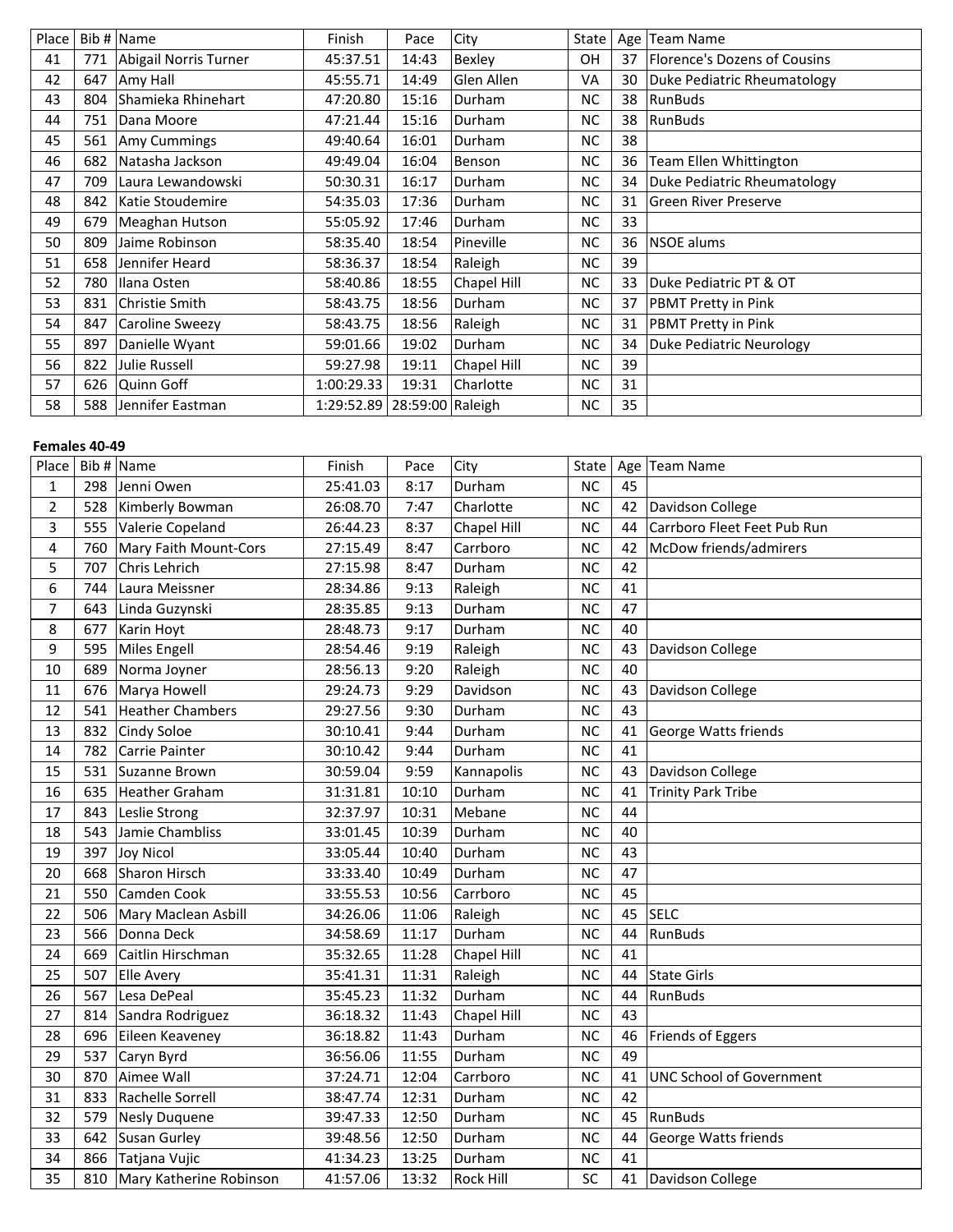| Place | Bib # | Name | Finish | Pace | City | State | Age | Team Name |
|---|---|---|---|---|---|---|---|---|
| 41 | 771 | Abigail Norris Turner | 45:37.51 | 14:43 | Bexley | OH | 37 | Florence's Dozens of Cousins |
| 42 | 647 | Amy Hall | 45:55.71 | 14:49 | Glen Allen | VA | 30 | Duke Pediatric Rheumatology |
| 43 | 804 | Shamieka Rhinehart | 47:20.80 | 15:16 | Durham | NC | 38 | RunBuds |
| 44 | 751 | Dana Moore | 47:21.44 | 15:16 | Durham | NC | 38 | RunBuds |
| 45 | 561 | Amy Cummings | 49:40.64 | 16:01 | Durham | NC | 38 | |
| 46 | 682 | Natasha Jackson | 49:49.04 | 16:04 | Benson | NC | 36 | Team Ellen Whittington |
| 47 | 709 | Laura Lewandowski | 50:30.31 | 16:17 | Durham | NC | 34 | Duke Pediatric Rheumatology |
| 48 | 842 | Katie Stoudemire | 54:35.03 | 17:36 | Durham | NC | 31 | Green River Preserve |
| 49 | 679 | Meaghan Hutson | 55:05.92 | 17:46 | Durham | NC | 33 | |
| 50 | 809 | Jaime Robinson | 58:35.40 | 18:54 | Pineville | NC | 36 | NSOE alums |
| 51 | 658 | Jennifer Heard | 58:36.37 | 18:54 | Raleigh | NC | 39 | |
| 52 | 780 | Ilana Osten | 58:40.86 | 18:55 | Chapel Hill | NC | 33 | Duke Pediatric PT & OT |
| 53 | 831 | Christie Smith | 58:43.75 | 18:56 | Durham | NC | 37 | PBMT Pretty in Pink |
| 54 | 847 | Caroline Sweezy | 58:43.75 | 18:56 | Raleigh | NC | 31 | PBMT Pretty in Pink |
| 55 | 897 | Danielle Wyant | 59:01.66 | 19:02 | Durham | NC | 34 | Duke Pediatric Neurology |
| 56 | 822 | Julie Russell | 59:27.98 | 19:11 | Chapel Hill | NC | 39 | |
| 57 | 626 | Quinn Goff | 1:00:29.33 | 19:31 | Charlotte | NC | 31 | |
| 58 | 588 | Jennifer Eastman | 1:29:52.89 | 28:59:00 | Raleigh | NC | 35 | |

**Females 40-49**

| Place | Bib # | Name | Finish | Pace | City | State | Age | Team Name |
|---|---|---|---|---|---|---|---|---|
| 1 | 298 | Jenni Owen | 25:41.03 | 8:17 | Durham | NC | 45 | |
| 2 | 528 | Kimberly Bowman | 26:08.70 | 7:47 | Charlotte | NC | 42 | Davidson College |
| 3 | 555 | Valerie Copeland | 26:44.23 | 8:37 | Chapel Hill | NC | 44 | Carrboro Fleet Feet Pub Run |
| 4 | 760 | Mary Faith Mount-Cors | 27:15.49 | 8:47 | Carrboro | NC | 42 | McDow friends/admirers |
| 5 | 707 | Chris Lehrich | 27:15.98 | 8:47 | Durham | NC | 42 | |
| 6 | 744 | Laura Meissner | 28:34.86 | 9:13 | Raleigh | NC | 41 | |
| 7 | 643 | Linda Guzynski | 28:35.85 | 9:13 | Durham | NC | 47 | |
| 8 | 677 | Karin Hoyt | 28:48.73 | 9:17 | Durham | NC | 40 | |
| 9 | 595 | Miles Engell | 28:54.46 | 9:19 | Raleigh | NC | 43 | Davidson College |
| 10 | 689 | Norma Joyner | 28:56.13 | 9:20 | Raleigh | NC | 40 | |
| 11 | 676 | Marya Howell | 29:24.73 | 9:29 | Davidson | NC | 43 | Davidson College |
| 12 | 541 | Heather Chambers | 29:27.56 | 9:30 | Durham | NC | 43 | |
| 13 | 832 | Cindy Soloe | 30:10.41 | 9:44 | Durham | NC | 41 | George Watts friends |
| 14 | 782 | Carrie Painter | 30:10.42 | 9:44 | Durham | NC | 41 | |
| 15 | 531 | Suzanne Brown | 30:59.04 | 9:59 | Kannapolis | NC | 43 | Davidson College |
| 16 | 635 | Heather Graham | 31:31.81 | 10:10 | Durham | NC | 41 | Trinity Park Tribe |
| 17 | 843 | Leslie Strong | 32:37.97 | 10:31 | Mebane | NC | 44 | |
| 18 | 543 | Jamie Chambliss | 33:01.45 | 10:39 | Durham | NC | 40 | |
| 19 | 397 | Joy Nicol | 33:05.44 | 10:40 | Durham | NC | 43 | |
| 20 | 668 | Sharon Hirsch | 33:33.40 | 10:49 | Durham | NC | 47 | |
| 21 | 550 | Camden Cook | 33:55.53 | 10:56 | Carrboro | NC | 45 | |
| 22 | 506 | Mary Maclean Asbill | 34:26.06 | 11:06 | Raleigh | NC | 45 | SELC |
| 23 | 566 | Donna Deck | 34:58.69 | 11:17 | Durham | NC | 44 | RunBuds |
| 24 | 669 | Caitlin Hirschman | 35:32.65 | 11:28 | Chapel Hill | NC | 41 | |
| 25 | 507 | Elle Avery | 35:41.31 | 11:31 | Raleigh | NC | 44 | State Girls |
| 26 | 567 | Lesa DePeal | 35:45.23 | 11:32 | Durham | NC | 44 | RunBuds |
| 27 | 814 | Sandra Rodriguez | 36:18.32 | 11:43 | Chapel Hill | NC | 43 | |
| 28 | 696 | Eileen Keaveney | 36:18.82 | 11:43 | Durham | NC | 46 | Friends of Eggers |
| 29 | 537 | Caryn Byrd | 36:56.06 | 11:55 | Durham | NC | 49 | |
| 30 | 870 | Aimee Wall | 37:24.71 | 12:04 | Carrboro | NC | 41 | UNC School of Government |
| 31 | 833 | Rachelle Sorrell | 38:47.74 | 12:31 | Durham | NC | 42 | |
| 32 | 579 | Nesly Duquene | 39:47.33 | 12:50 | Durham | NC | 45 | RunBuds |
| 33 | 642 | Susan Gurley | 39:48.56 | 12:50 | Durham | NC | 44 | George Watts friends |
| 34 | 866 | Tatjana Vujic | 41:34.23 | 13:25 | Durham | NC | 41 | |
| 35 | 810 | Mary Katherine Robinson | 41:57.06 | 13:32 | Rock Hill | SC | 41 | Davidson College |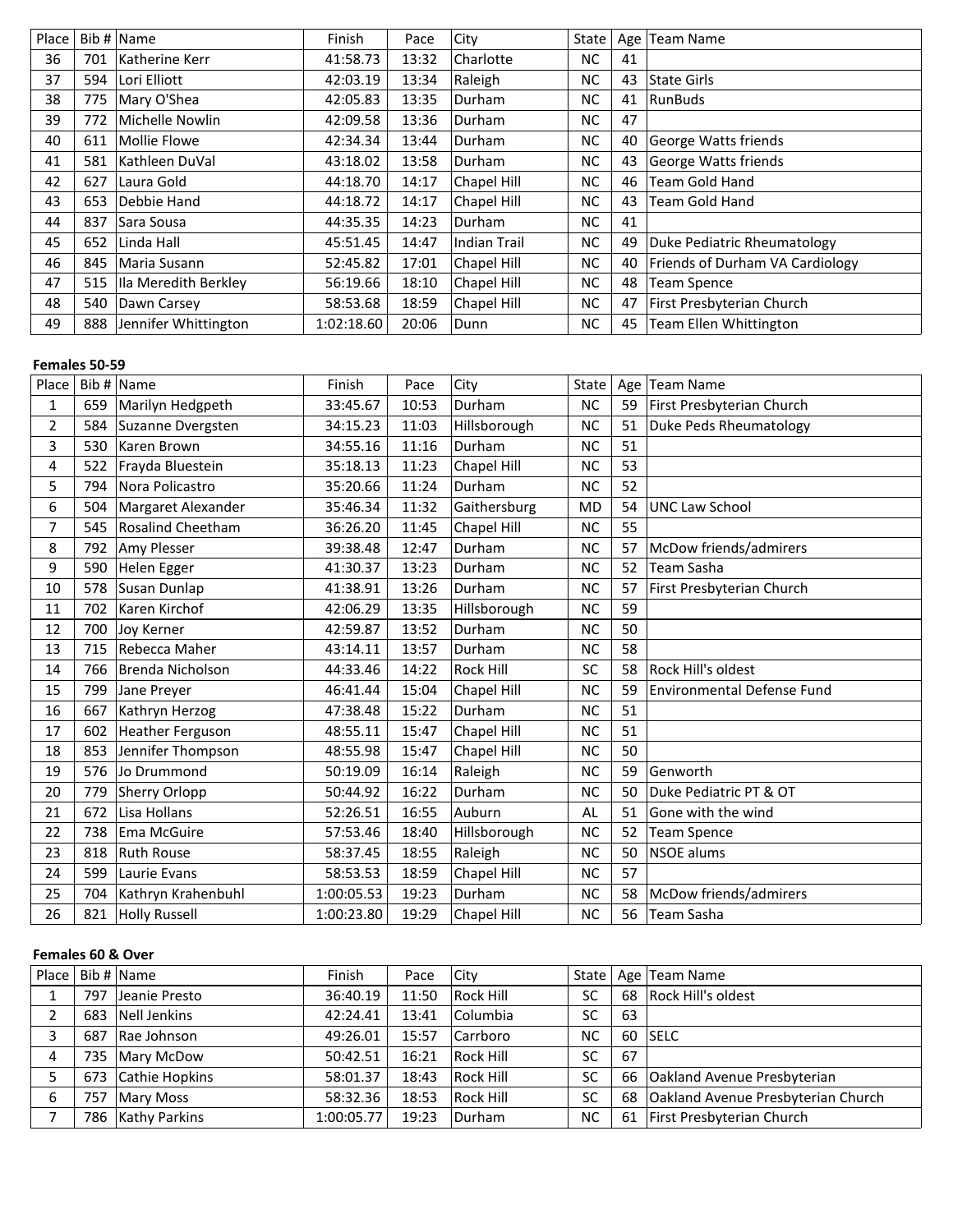| Place | Bib # | Name | Finish | Pace | City | State | Age | Team Name |
|---|---|---|---|---|---|---|---|---|
| 36 | 701 | Katherine Kerr | 41:58.73 | 13:32 | Charlotte | NC | 41 | |
| 37 | 594 | Lori Elliott | 42:03.19 | 13:34 | Raleigh | NC | 43 | State Girls |
| 38 | 775 | Mary O'Shea | 42:05.83 | 13:35 | Durham | NC | 41 | RunBuds |
| 39 | 772 | Michelle Nowlin | 42:09.58 | 13:36 | Durham | NC | 47 | |
| 40 | 611 | Mollie Flowe | 42:34.34 | 13:44 | Durham | NC | 40 | George Watts friends |
| 41 | 581 | Kathleen DuVal | 43:18.02 | 13:58 | Durham | NC | 43 | George Watts friends |
| 42 | 627 | Laura Gold | 44:18.70 | 14:17 | Chapel Hill | NC | 46 | Team Gold Hand |
| 43 | 653 | Debbie Hand | 44:18.72 | 14:17 | Chapel Hill | NC | 43 | Team Gold Hand |
| 44 | 837 | Sara Sousa | 44:35.35 | 14:23 | Durham | NC | 41 | |
| 45 | 652 | Linda Hall | 45:51.45 | 14:47 | Indian Trail | NC | 49 | Duke Pediatric Rheumatology |
| 46 | 845 | Maria Susann | 52:45.82 | 17:01 | Chapel Hill | NC | 40 | Friends of Durham VA Cardiology |
| 47 | 515 | Ila Meredith Berkley | 56:19.66 | 18:10 | Chapel Hill | NC | 48 | Team Spence |
| 48 | 540 | Dawn Carsey | 58:53.68 | 18:59 | Chapel Hill | NC | 47 | First Presbyterian Church |
| 49 | 888 | Jennifer Whittington | 1:02:18.60 | 20:06 | Dunn | NC | 45 | Team Ellen Whittington |

**Females 50-59**

| Place | Bib # | Name | Finish | Pace | City | State | Age | Team Name |
|---|---|---|---|---|---|---|---|---|
| 1 | 659 | Marilyn Hedgpeth | 33:45.67 | 10:53 | Durham | NC | 59 | First Presbyterian Church |
| 2 | 584 | Suzanne Dvergsten | 34:15.23 | 11:03 | Hillsborough | NC | 51 | Duke Peds Rheumatology |
| 3 | 530 | Karen Brown | 34:55.16 | 11:16 | Durham | NC | 51 | |
| 4 | 522 | Frayda Bluestein | 35:18.13 | 11:23 | Chapel Hill | NC | 53 | |
| 5 | 794 | Nora Policastro | 35:20.66 | 11:24 | Durham | NC | 52 | |
| 6 | 504 | Margaret Alexander | 35:46.34 | 11:32 | Gaithersburg | MD | 54 | UNC Law School |
| 7 | 545 | Rosalind Cheetham | 36:26.20 | 11:45 | Chapel Hill | NC | 55 | |
| 8 | 792 | Amy Plesser | 39:38.48 | 12:47 | Durham | NC | 57 | McDow friends/admirers |
| 9 | 590 | Helen Egger | 41:30.37 | 13:23 | Durham | NC | 52 | Team Sasha |
| 10 | 578 | Susan Dunlap | 41:38.91 | 13:26 | Durham | NC | 57 | First Presbyterian Church |
| 11 | 702 | Karen Kirchof | 42:06.29 | 13:35 | Hillsborough | NC | 59 | |
| 12 | 700 | Joy Kerner | 42:59.87 | 13:52 | Durham | NC | 50 | |
| 13 | 715 | Rebecca Maher | 43:14.11 | 13:57 | Durham | NC | 58 | |
| 14 | 766 | Brenda Nicholson | 44:33.46 | 14:22 | Rock Hill | SC | 58 | Rock Hill's oldest |
| 15 | 799 | Jane Preyer | 46:41.44 | 15:04 | Chapel Hill | NC | 59 | Environmental Defense Fund |
| 16 | 667 | Kathryn Herzog | 47:38.48 | 15:22 | Durham | NC | 51 | |
| 17 | 602 | Heather Ferguson | 48:55.11 | 15:47 | Chapel Hill | NC | 51 | |
| 18 | 853 | Jennifer Thompson | 48:55.98 | 15:47 | Chapel Hill | NC | 50 | |
| 19 | 576 | Jo Drummond | 50:19.09 | 16:14 | Raleigh | NC | 59 | Genworth |
| 20 | 779 | Sherry Orlopp | 50:44.92 | 16:22 | Durham | NC | 50 | Duke Pediatric PT & OT |
| 21 | 672 | Lisa Hollans | 52:26.51 | 16:55 | Auburn | AL | 51 | Gone with the wind |
| 22 | 738 | Ema McGuire | 57:53.46 | 18:40 | Hillsborough | NC | 52 | Team Spence |
| 23 | 818 | Ruth Rouse | 58:37.45 | 18:55 | Raleigh | NC | 50 | NSOE alums |
| 24 | 599 | Laurie Evans | 58:53.53 | 18:59 | Chapel Hill | NC | 57 | |
| 25 | 704 | Kathryn Krahenbuhl | 1:00:05.53 | 19:23 | Durham | NC | 58 | McDow friends/admirers |
| 26 | 821 | Holly Russell | 1:00:23.80 | 19:29 | Chapel Hill | NC | 56 | Team Sasha |

**Females 60 & Over**

| Place | Bib # | Name | Finish | Pace | City | State | Age | Team Name |
|---|---|---|---|---|---|---|---|---|
| 1 | 797 | Jeanie Presto | 36:40.19 | 11:50 | Rock Hill | SC | 68 | Rock Hill's oldest |
| 2 | 683 | Nell Jenkins | 42:24.41 | 13:41 | Columbia | SC | 63 | |
| 3 | 687 | Rae Johnson | 49:26.01 | 15:57 | Carrboro | NC | 60 | SELC |
| 4 | 735 | Mary McDow | 50:42.51 | 16:21 | Rock Hill | SC | 67 | |
| 5 | 673 | Cathie Hopkins | 58:01.37 | 18:43 | Rock Hill | SC | 66 | Oakland Avenue Presbyterian |
| 6 | 757 | Mary Moss | 58:32.36 | 18:53 | Rock Hill | SC | 68 | Oakland Avenue Presbyterian Church |
| 7 | 786 | Kathy Parkins | 1:00:05.77 | 19:23 | Durham | NC | 61 | First Presbyterian Church |